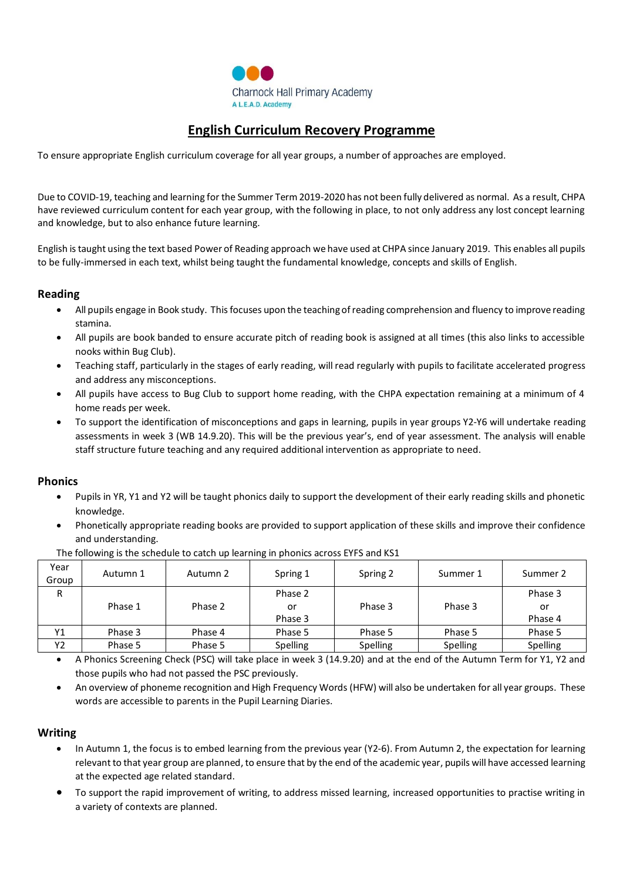Charnock Hall Primary Academy

A L.E.A.D. Academy

# English Curriculum Recovery Programme

To ensure appropriate English curriculum coverage for all year groups, a number of approaches are employed.

Due to COVID-19, teaching and learning for the Summer Term 2019-2020 has not been fully delivered as normal. As a result, CHPA have reviewed curriculum content for each year group, with the following in place, to not only address any lost concept learning and knowledge, but to also enhance future learning.

English is taught using the text based Power of Reading approach we have used at CHPA since January 2019. This enables all pupils to be fully-immersed in each text, whilst being taught the fundamental knowledge, concepts and skills of English.

## Reading

- All pupils engage in Book study. This focuses upon the teaching of reading comprehension and fluency to improve reading stamina.
- All pupils are book banded to ensure accurate pitch of reading book is assigned at all times (this also links to accessible nooks within Bug Club).
- Teaching staff, particularly in the stages of early reading, will read regularly with pupils to facilitate accelerated progress and address any misconceptions.
- All pupils have access to Bug Club to support home reading, with the CHPA expectation remaining at a minimum of 4 home reads per week.
- To support the identification of misconceptions and gaps in learning, pupils in year groups Y2-Y6 will undertake reading assessments in week 3 (WB 14.9.20). This will be the previous year's, end of year assessment. The analysis will enable staff structure future teaching and any required additional intervention as appropriate to need.

## Phonics

- Pupils in YR, Y1 and Y2 will be taught phonics daily to support the development of their early reading skills and phonetic knowledge.
- Phonetically appropriate reading books are provided to support application of these skills and improve their confidence and understanding.

The following is the schedule to catch up learning in phonics across EYFS and KS1

| Year Group | Autumn 1 | Autumn 2 | Spring 1 | Spring 2 | Summer 1 | Summer 2 |
|---|---|---|---|---|---|---|
| R | Phase 1 | Phase 2 | Phase 2 or Phase 3 | Phase 3 | Phase 3 | Phase 3 or Phase 4 |
| Y1 | Phase 3 | Phase 4 | Phase 5 | Phase 5 | Phase 5 | Phase 5 |
| Y2 | Phase 5 | Phase 5 | Spelling | Spelling | Spelling | Spelling |

- A Phonics Screening Check (PSC) will take place in week 3 (14.9.20) and at the end of the Autumn Term for Y1, Y2 and those pupils who had not passed the PSC previously.
- An overview of phoneme recognition and High Frequency Words (HFW) will also be undertaken for all year groups. These words are accessible to parents in the Pupil Learning Diaries.

## Writing

- In Autumn 1, the focus is to embed learning from the previous year (Y2-6). From Autumn 2, the expectation for learning relevant to that year group are planned, to ensure that by the end of the academic year, pupils will have accessed learning at the expected age related standard.
- To support the rapid improvement of writing, to address missed learning, increased opportunities to practise writing in a variety of contexts are planned.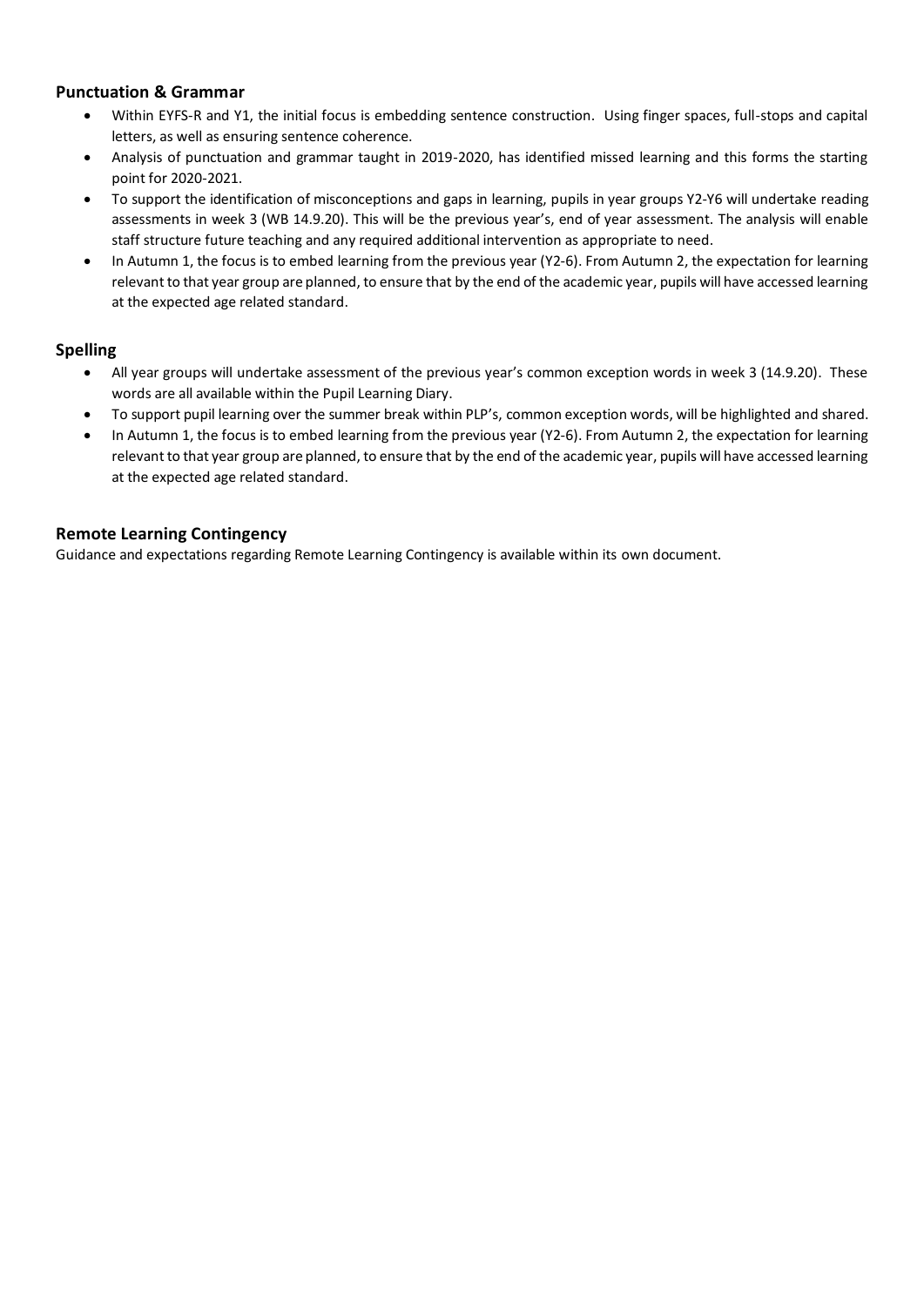## Punctuation & Grammar

- Within EYFS-R and Y1, the initial focus is embedding sentence construction. Using finger spaces, full-stops and capital letters, as well as ensuring sentence coherence.
- Analysis of punctuation and grammar taught in 2019-2020, has identified missed learning and this forms the starting point for 2020-2021.
- To support the identification of misconceptions and gaps in learning, pupils in year groups Y2-Y6 will undertake reading assessments in week 3 (WB 14.9.20). This will be the previous year's, end of year assessment. The analysis will enable staff structure future teaching and any required additional intervention as appropriate to need.
- In Autumn 1, the focus is to embed learning from the previous year (Y2-6). From Autumn 2, the expectation for learning relevant to that year group are planned, to ensure that by the end of the academic year, pupils will have accessed learning at the expected age related standard.

## Spelling

- All year groups will undertake assessment of the previous year's common exception words in week 3 (14.9.20). These words are all available within the Pupil Learning Diary.
- To support pupil learning over the summer break within PLP's, common exception words, will be highlighted and shared.
- In Autumn 1, the focus is to embed learning from the previous year (Y2-6). From Autumn 2, the expectation for learning relevant to that year group are planned, to ensure that by the end of the academic year, pupils will have accessed learning at the expected age related standard.

## Remote Learning Contingency

Guidance and expectations regarding Remote Learning Contingency is available within its own document.